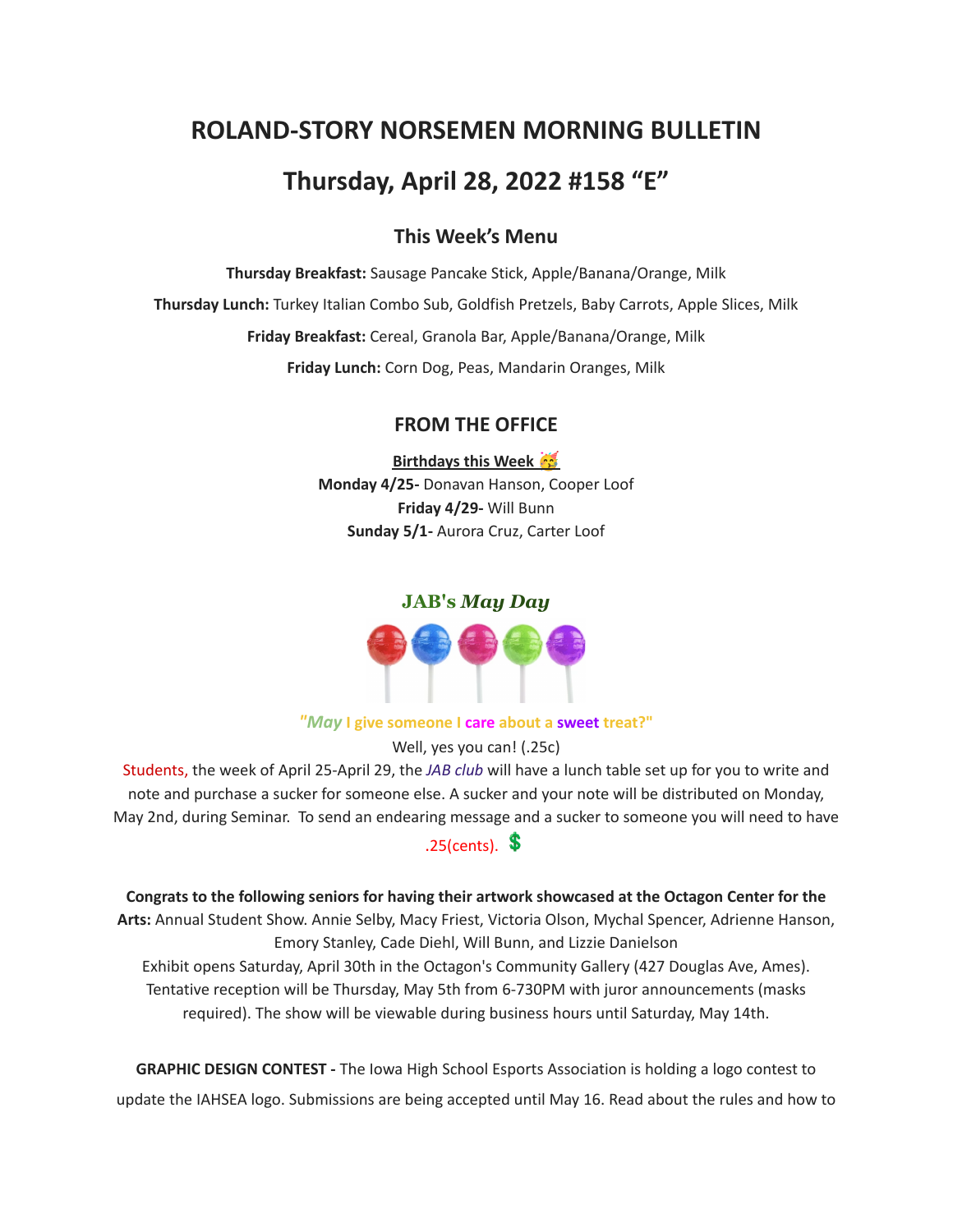# ROLAND-STORY NORSEMEN MORNING BULLETIN

## Thursday, April 28, 2022 #158 "E"

### This Week's Menu

**Thursday Breakfast:** Sausage Pancake Stick, Apple/Banana/Orange, Milk

**Thursday Lunch:** Turkey Italian Combo Sub, Goldfish Pretzels, Baby Carrots, Apple Slices, Milk

**Friday Breakfast:** Cereal, Granola Bar, Apple/Banana/Orange, Milk

**Friday Lunch:** Corn Dog, Peas, Mandarin Oranges, Milk

### FROM THE OFFICE

**Birthdays this Week 🥳**

**Monday 4/25-** Donavan Hanson, Cooper Loof

**Friday 4/29-** Will Bunn

**Sunday 5/1-** Aurora Cruz, Carter Loof

### JAB's *May Day*

"*May* I give someone I care about a **sweet** treat?"

Well, yes you can! (.25c)

Students, the week of April 25-April 29, the *JAB club* will have a lunch table set up for you to write and note and purchase a sucker for someone else. A sucker and your note will be distributed on Monday, May 2nd, during Seminar. To send an endearing message and a sucker to someone you will need to have .25(cents). 💲

**Congrats to the following seniors for having their artwork showcased at the Octagon Center for the Arts:** Annual Student Show. Annie Selby, Macy Friest, Victoria Olson, Mychal Spencer, Adrienne Hanson, Emory Stanley, Cade Diehl, Will Bunn, and Lizzie Danielson

Exhibit opens Saturday, April 30th in the Octagon's Community Gallery (427 Douglas Ave, Ames). Tentative reception will be Thursday, May 5th from 6-730PM with juror announcements (masks required). The show will be viewable during business hours until Saturday, May 14th.

**GRAPHIC DESIGN CONTEST -** The Iowa High School Esports Association is holding a logo contest to update the IAHSEA logo. Submissions are being accepted until May 16. Read about the rules and how to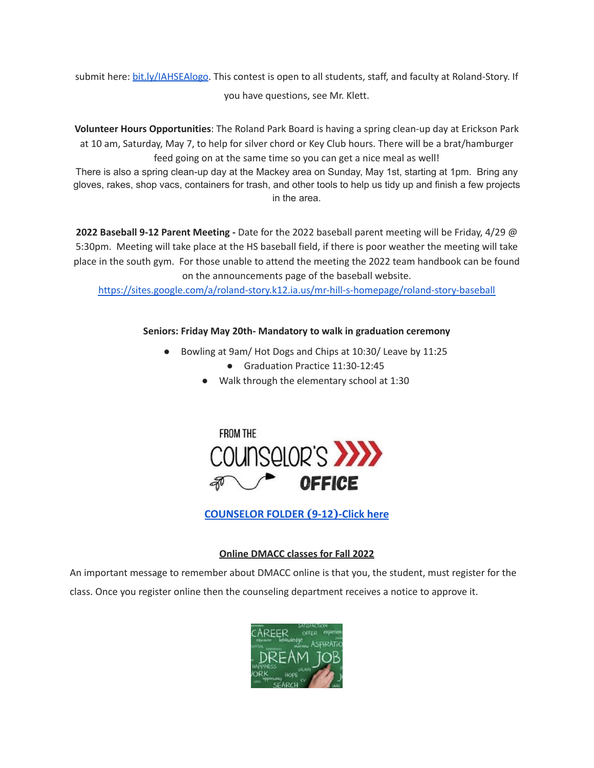submit here: bit.ly/IAHSEAlogo. This contest is open to all students, staff, and faculty at Roland-Story. If you have questions, see Mr. Klett.

**Volunteer Hours Opportunities**: The Roland Park Board is having a spring clean-up day at Erickson Park at 10 am, Saturday, May 7, to help for silver chord or Key Club hours. There will be a brat/hamburger feed going on at the same time so you can get a nice meal as well!
There is also a spring clean-up day at the Mackey area on Sunday, May 1st, starting at 1pm. Bring any gloves, rakes, shop vacs, containers for trash, and other tools to help us tidy up and finish a few projects in the area.

**2022 Baseball 9-12 Parent Meeting -** Date for the 2022 baseball parent meeting will be Friday, 4/29 @ 5:30pm. Meeting will take place at the HS baseball field, if there is poor weather the meeting will take place in the south gym. For those unable to attend the meeting the 2022 team handbook can be found on the announcements page of the baseball website.
https://sites.google.com/a/roland-story.k12.ia.us/mr-hill-s-homepage/roland-story-baseball

**Seniors: Friday May 20th- Mandatory to walk in graduation ceremony**

- Bowling at 9am/ Hot Dogs and Chips at 10:30/ Leave by 11:25
- Graduation Practice 11:30-12:45
- Walk through the elementary school at 1:30

FROM THE COUNSELOR'S OFFICE

**COUNSELOR FOLDER (9-12)-Click here**

**Online DMACC classes for Fall 2022**

An important message to remember about DMACC online is that you, the student, must register for the class. Once you register online then the counseling department receives a notice to approve it.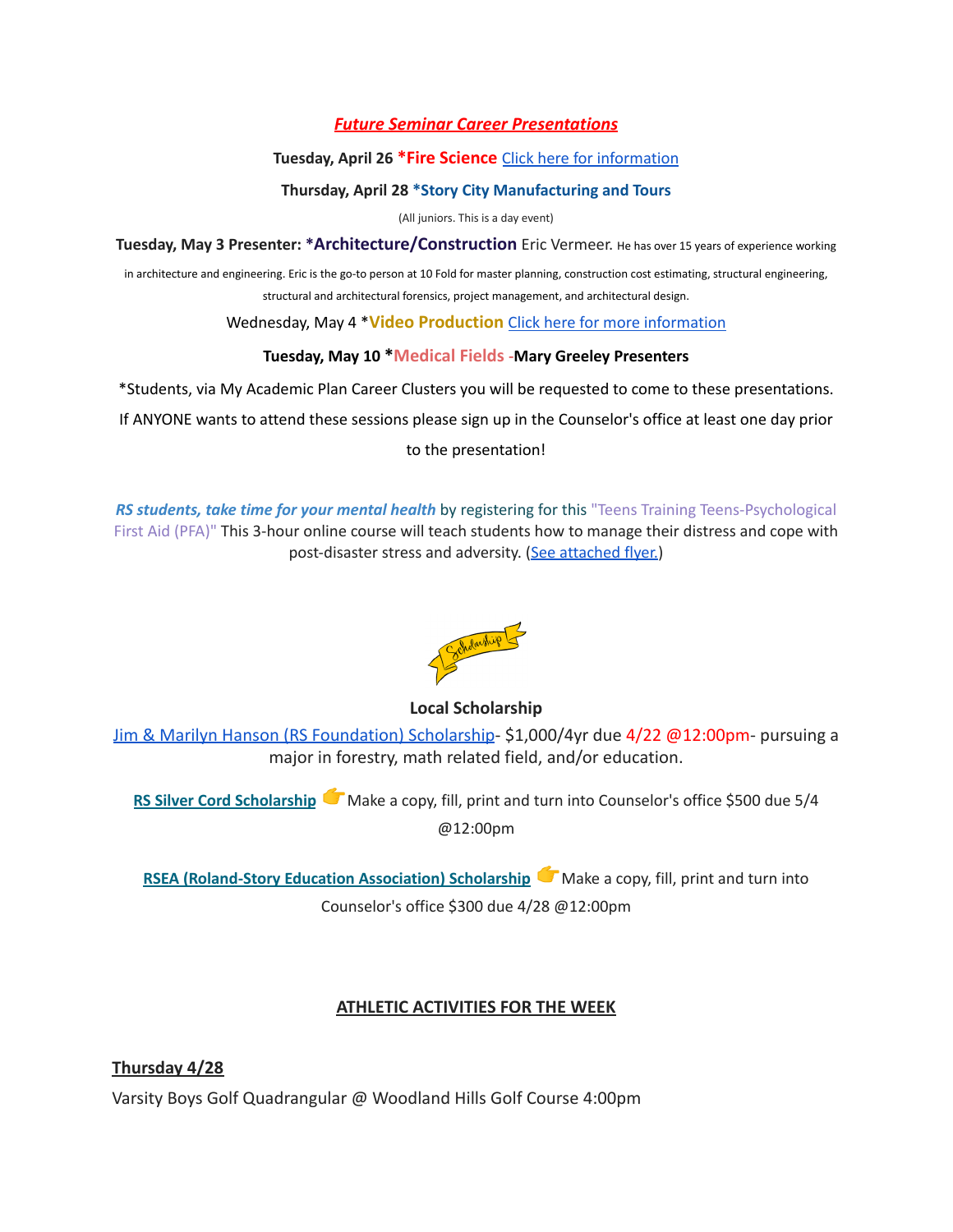***Future Seminar Career Presentations***

**Tuesday, April 26 *Fire Science** Click here for information

**Thursday, April 28 *Story City Manufacturing and Tours**

(All juniors. This is a day event)

**Tuesday, May 3 Presenter: *Architecture/Construction** Eric Vermeer. He has over 15 years of experience working in architecture and engineering. Eric is the go-to person at 10 Fold for master planning, construction cost estimating, structural engineering, structural and architectural forensics, project management, and architectural design.

Wednesday, May 4 ***Video Production** Click here for more information

**Tuesday, May 10 *Medical Fields -Mary Greeley Presenters**

*Students, via My Academic Plan Career Clusters you will be requested to come to these presentations. If ANYONE wants to attend these sessions please sign up in the Counselor's office at least one day prior to the presentation!

***RS students, take time for your mental health*** by registering for this "Teens Training Teens-Psychological First Aid (PFA)" This 3-hour online course will teach students how to manage their distress and cope with post-disaster stress and adversity. (See attached flyer.)

**Local Scholarship**

Jim & Marilyn Hanson (RS Foundation) Scholarship- $1,000/4yr due 4/22 @12:00pm- pursuing a major in forestry, math related field, and/or education.

**RS Silver Cord Scholarship** 👉 Make a copy, fill, print and turn into Counselor's office $500 due 5/4 @12:00pm

**RSEA (Roland-Story Education Association) Scholarship** 👉 Make a copy, fill, print and turn into Counselor's office $300 due 4/28 @12:00pm

**ATHLETIC ACTIVITIES FOR THE WEEK**

**Thursday 4/28**

Varsity Boys Golf Quadrangular @ Woodland Hills Golf Course 4:00pm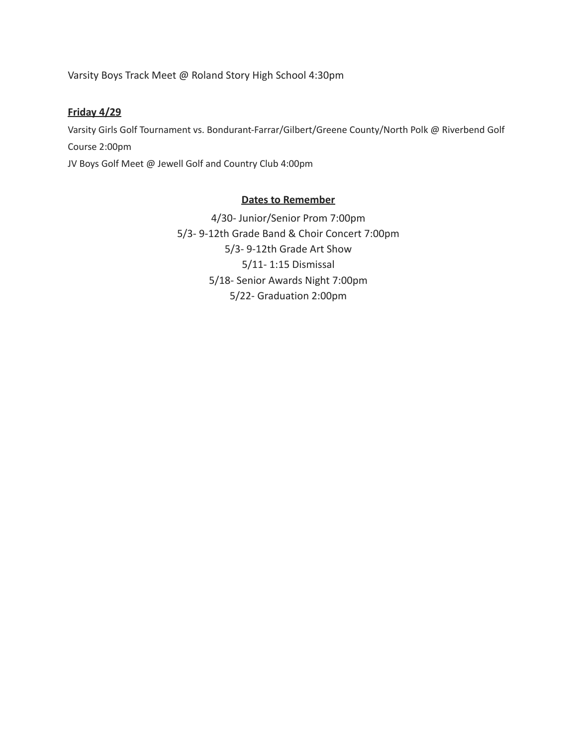Varsity Boys Track Meet @ Roland Story High School 4:30pm

**Friday 4/29**

Varsity Girls Golf Tournament vs. Bondurant-Farrar/Gilbert/Greene County/North Polk @ Riverbend Golf Course 2:00pm

JV Boys Golf Meet @ Jewell Golf and Country Club 4:00pm

**Dates to Remember**

4/30- Junior/Senior Prom 7:00pm

5/3- 9-12th Grade Band & Choir Concert 7:00pm

5/3- 9-12th Grade Art Show

5/11- 1:15 Dismissal

5/18- Senior Awards Night 7:00pm

5/22- Graduation 2:00pm